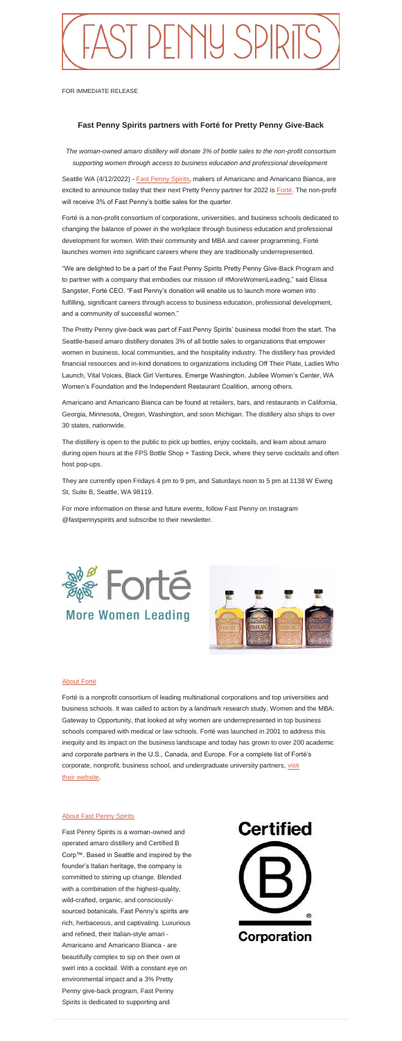# FAST PENNY SPIRITS

FOR IMMEDIATE RELEASE

## Fast Penny Spirits partners with Forté for Pretty Penny Give-Back

*The woman-owned amaro distillery will donate 3% of bottle sales to the non-profit consortium supporting women through access to business education and professional development*

Seattle WA (4/12/2022) - Fast Penny Spirits, makers of Americano and Americano Bianca, are excited to announce today that their next Pretty Penny partner for 2022 is Forté. The non-profit will receive 3% of Fast Penny's bottle sales for the quarter.

Forté is a non-profit consortium of corporations, universities, and business schools dedicated to changing the balance of power in the workplace through business education and professional development for women. With their community and MBA and career programming, Forté launches women into significant careers where they are traditionally underrepresented.

"We are delighted to be a part of the Fast Penny Spirits Pretty Penny Give-Back Program and to partner with a company that embodies our mission of #MoreWomenLeading," said Elissa Sangster, Forté CEO. "Fast Penny's donation will enable us to launch more women into fulfilling, significant careers through access to business education, professional development, and a community of successful women."

The Pretty Penny give-back was part of Fast Penny Spirits' business model from the start. The Seattle-based amaro distillery donates 3% of all bottle sales to organizations that empower women in business, local communities, and the hospitality industry. The distillery has provided financial resources and in-kind donations to organizations including Off Their Plate, Ladies Who Launch, Vital Voices, Black Girl Ventures, Emerge Washington, Jubilee Women's Center, WA Women's Foundation and the Independent Restaurant Coalition, among others.

Americano and Americano Bianca can be found at retailers, bars, and restaurants in California, Georgia, Minnesota, Oregon, Washington, and soon Michigan. The distillery also ships to over 30 states, nationwide.

The distillery is open to the public to pick up bottles, enjoy cocktails, and learn about amaro during open hours at the FPS Bottle Shop + Tasting Deck, where they serve cocktails and often host pop-ups.

They are currently open Fridays 4 pm to 9 pm, and Saturdays noon to 5 pm at 1138 W Ewing St, Suite B, Seattle, WA 98119.

For more information on these and future events, follow Fast Penny on Instagram @fastpennyspirits and subscribe to their newsletter.

Forté
More Women Leading

### About Forté

Forté is a nonprofit consortium of leading multinational corporations and top universities and business schools. It was called to action by a landmark research study, Women and the MBA: Gateway to Opportunity, that looked at why women are underrepresented in top business schools compared with medical or law schools. Forté was launched in 2001 to address this inequity and its impact on the business landscape and today has grown to over 200 academic and corporate partners in the U.S., Canada, and Europe. For a complete list of Forté's corporate, nonprofit, business school, and undergraduate university partners, visit their website.

### About Fast Penny Spirits

Fast Penny Spirits is a woman-owned and operated amaro distillery and Certified B Corp™. Based in Seattle and inspired by the founder's Italian heritage, the company is committed to stirring up change. Blended with a combination of the highest-quality, wild-crafted, organic, and consciously-sourced botanicals, Fast Penny's spirits are rich, herbaceous, and captivating. Luxurious and refined, their Italian-style amari - Americano and Americano Bianca - are beautifully complex to sip on their own or swirl into a cocktail. With a constant eye on environmental impact and a 3% Pretty Penny give-back program, Fast Penny Spirits is dedicated to supporting and

Certified B Corporation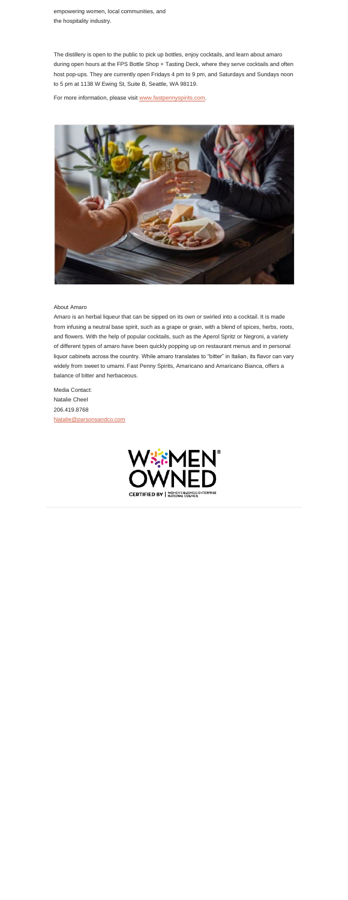empowering women, local communities, and
the hospitality industry.

The distillery is open to the public to pick up bottles, enjoy cocktails, and learn about amaro during open hours at the FPS Bottle Shop + Tasting Deck, where they serve cocktails and often host pop-ups. They are currently open Fridays 4 pm to 9 pm, and Saturdays and Sundays noon to 5 pm at 1138 W Ewing St, Suite B, Seattle, WA 98119.

For more information, please visit www.fastpennyspirits.com.

About Amaro

Amaro is an herbal liqueur that can be sipped on its own or swirled into a cocktail. It is made from infusing a neutral base spirit, such as a grape or grain, with a blend of spices, herbs, roots, and flowers. With the help of popular cocktails, such as the Aperol Spritz or Negroni, a variety of different types of amaro have been quickly popping up on restaurant menus and in personal liquor cabinets across the country. While amaro translates to "bitter" in Italian, its flavor can vary widely from sweet to umami. Fast Penny Spirits, Americano and Americano Bianca, offers a balance of bitter and herbaceous.

Media Contact:
Natalie Cheel
206.419.8768
Natalie@parsonsandco.com

WOMEN OWNED®
CERTIFIED BY | WOMEN'S BUSINESS ENTERPRISE NATIONAL COUNCIL